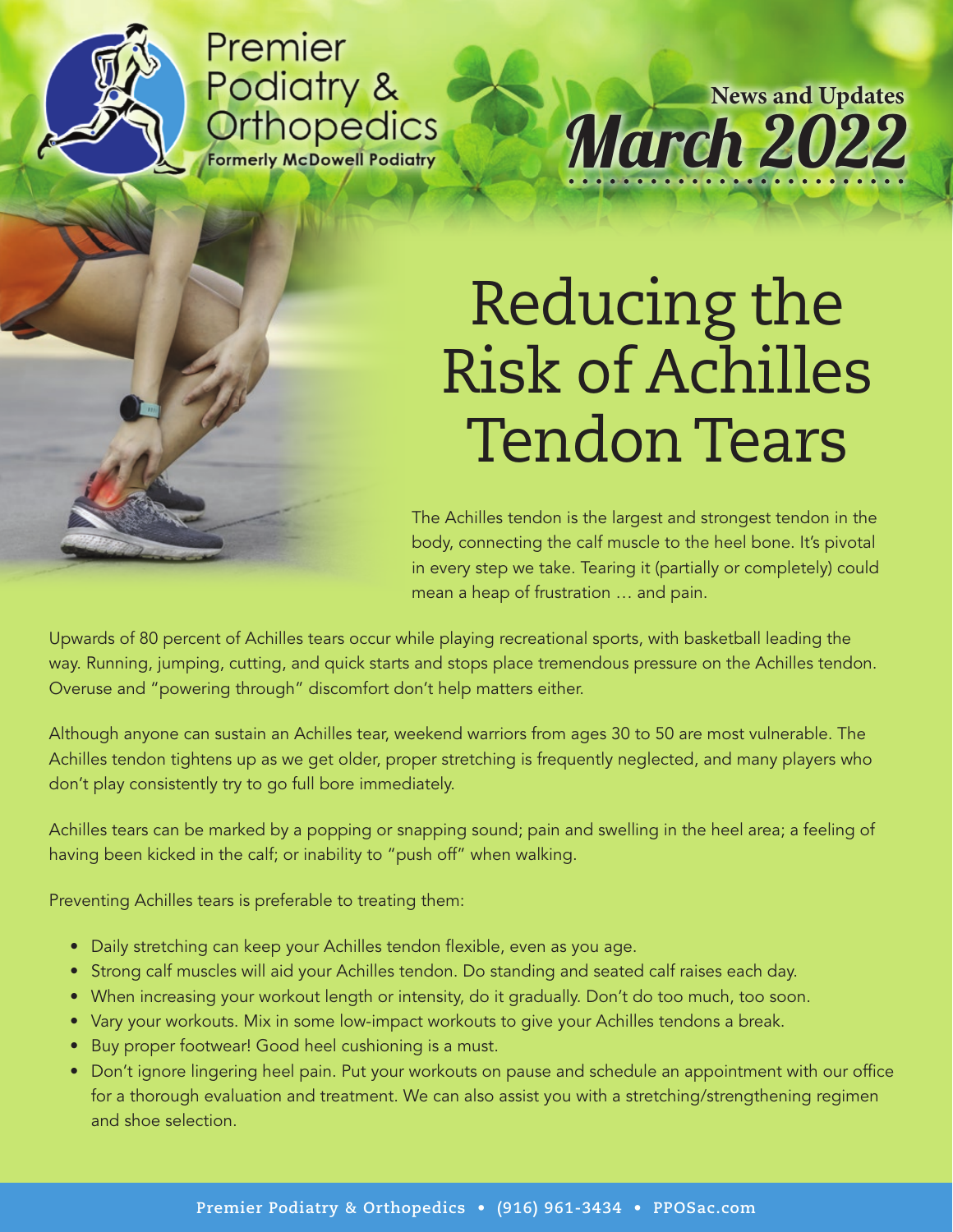Premier Podiatry & Orthopedics

Formerly McDowell Podiatry

News and Updates

**March 2022**

# Reducing the Risk of Achilles Tendon Tears

The Achilles tendon is the largest and strongest tendon in the body, connecting the calf muscle to the heel bone. It's pivotal in every step we take. Tearing it (partially or completely) could mean a heap of frustration … and pain.

Upwards of 80 percent of Achilles tears occur while playing recreational sports, with basketball leading the way. Running, jumping, cutting, and quick starts and stops place tremendous pressure on the Achilles tendon. Overuse and "powering through" discomfort don't help matters either.

Although anyone can sustain an Achilles tear, weekend warriors from ages 30 to 50 are most vulnerable. The Achilles tendon tightens up as we get older, proper stretching is frequently neglected, and many players who don't play consistently try to go full bore immediately.

Achilles tears can be marked by a popping or snapping sound; pain and swelling in the heel area; a feeling of having been kicked in the calf; or inability to "push off" when walking.

Preventing Achilles tears is preferable to treating them:

- Daily stretching can keep your Achilles tendon flexible, even as you age.
- Strong calf muscles will aid your Achilles tendon. Do standing and seated calf raises each day.
- When increasing your workout length or intensity, do it gradually. Don't do too much, too soon.
- Vary your workouts. Mix in some low-impact workouts to give your Achilles tendons a break.
- Buy proper footwear! Good heel cushioning is a must.
- Don't ignore lingering heel pain. Put your workouts on pause and schedule an appointment with our office for a thorough evaluation and treatment. We can also assist you with a stretching/strengthening regimen and shoe selection.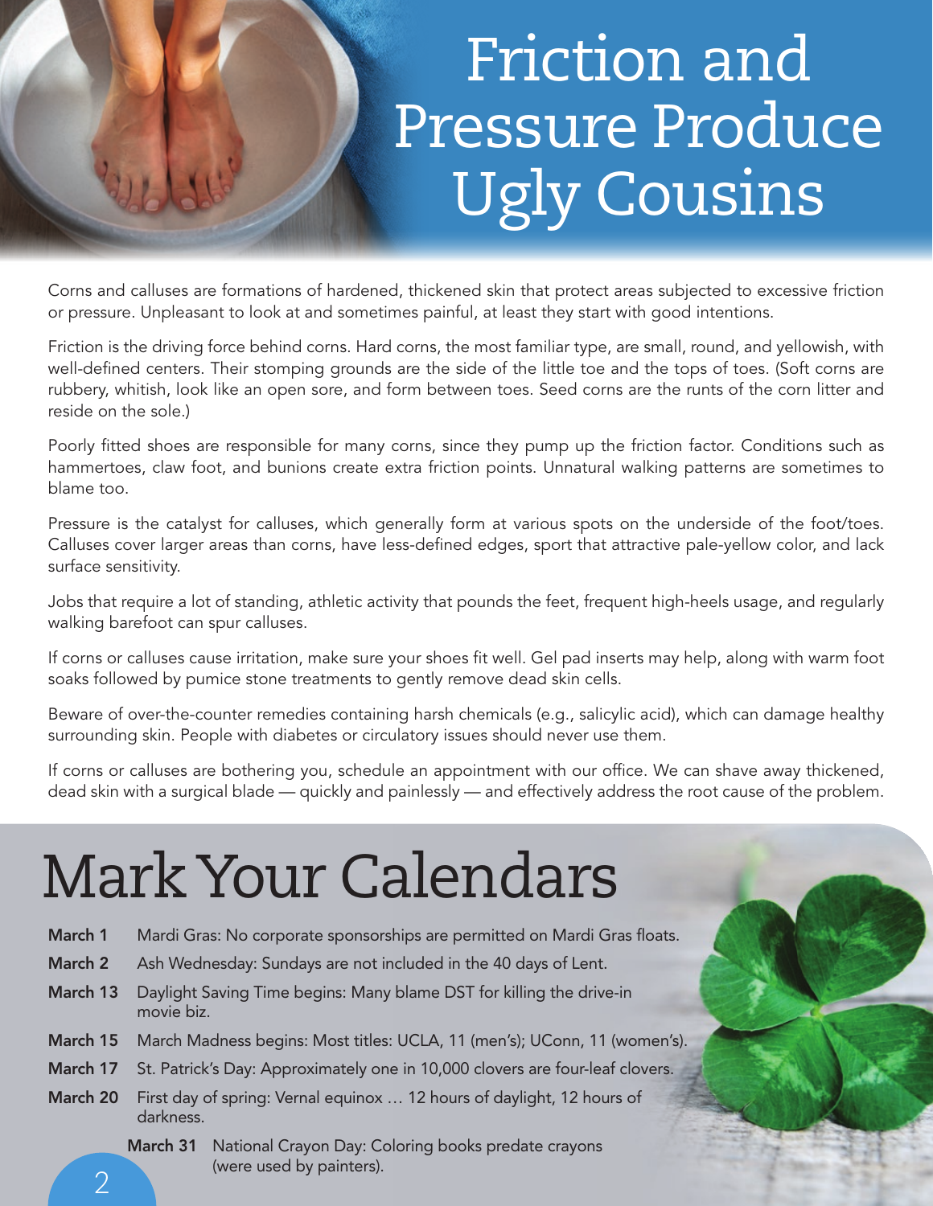# Friction and Pressure Produce Ugly Cousins

Corns and calluses are formations of hardened, thickened skin that protect areas subjected to excessive friction or pressure. Unpleasant to look at and sometimes painful, at least they start with good intentions.

Friction is the driving force behind corns. Hard corns, the most familiar type, are small, round, and yellowish, with well-defined centers. Their stomping grounds are the side of the little toe and the tops of toes. (Soft corns are rubbery, whitish, look like an open sore, and form between toes. Seed corns are the runts of the corn litter and reside on the sole.)

Poorly fitted shoes are responsible for many corns, since they pump up the friction factor. Conditions such as hammertoes, claw foot, and bunions create extra friction points. Unnatural walking patterns are sometimes to blame too.

Pressure is the catalyst for calluses, which generally form at various spots on the underside of the foot/toes. Calluses cover larger areas than corns, have less-defined edges, sport that attractive pale-yellow color, and lack surface sensitivity.

Jobs that require a lot of standing, athletic activity that pounds the feet, frequent high-heels usage, and regularly walking barefoot can spur calluses.

If corns or calluses cause irritation, make sure your shoes fit well. Gel pad inserts may help, along with warm foot soaks followed by pumice stone treatments to gently remove dead skin cells.

Beware of over-the-counter remedies containing harsh chemicals (e.g., salicylic acid), which can damage healthy surrounding skin. People with diabetes or circulatory issues should never use them.

If corns or calluses are bothering you, schedule an appointment with our office. We can shave away thickened, dead skin with a surgical blade — quickly and painlessly — and effectively address the root cause of the problem.

# Mark Your Calendars

**March 1** Mardi Gras: No corporate sponsorships are permitted on Mardi Gras floats.

**March 2** Ash Wednesday: Sundays are not included in the 40 days of Lent.

**March 13** Daylight Saving Time begins: Many blame DST for killing the drive-in movie biz.

**March 15** March Madness begins: Most titles: UCLA, 11 (men's); UConn, 11 (women's).

**March 17** St. Patrick's Day: Approximately one in 10,000 clovers are four-leaf clovers.

**March 20** First day of spring: Vernal equinox … 12 hours of daylight, 12 hours of darkness.

**March 31** National Crayon Day: Coloring books predate crayons (were used by painters).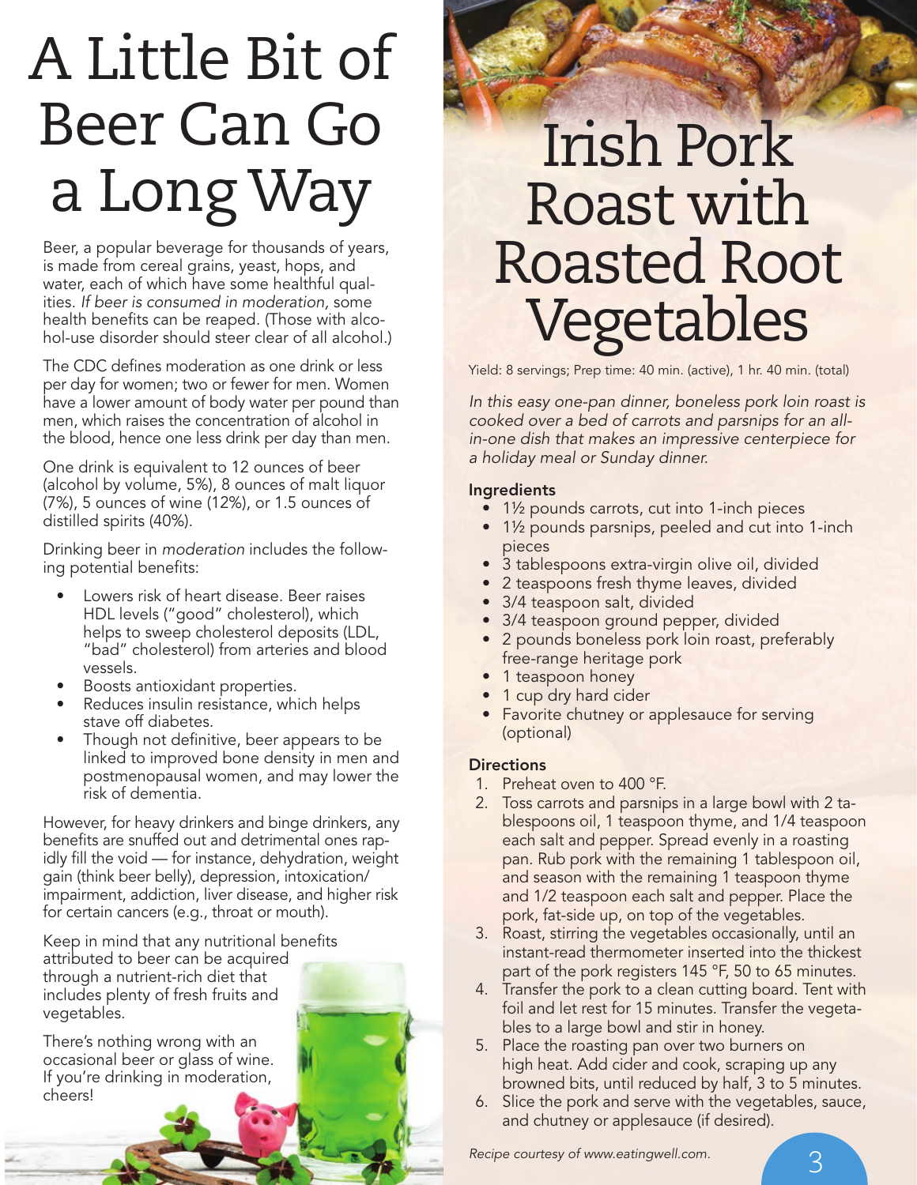# A Little Bit of Beer Can Go a Long Way

Beer, a popular beverage for thousands of years, is made from cereal grains, yeast, hops, and water, each of which have some healthful qualities. *If beer is consumed in moderation,* some health benefits can be reaped. (Those with alcohol-use disorder should steer clear of all alcohol.)

The CDC defines moderation as one drink or less per day for women; two or fewer for men. Women have a lower amount of body water per pound than men, which raises the concentration of alcohol in the blood, hence one less drink per day than men.

One drink is equivalent to 12 ounces of beer (alcohol by volume, 5%), 8 ounces of malt liquor (7%), 5 ounces of wine (12%), or 1.5 ounces of distilled spirits (40%).

Drinking beer in *moderation* includes the following potential benefits:

- Lowers risk of heart disease. Beer raises HDL levels ("good" cholesterol), which helps to sweep cholesterol deposits (LDL, "bad" cholesterol) from arteries and blood vessels.
- Boosts antioxidant properties.
- Reduces insulin resistance, which helps stave off diabetes.
- Though not definitive, beer appears to be linked to improved bone density in men and postmenopausal women, and may lower the risk of dementia.

However, for heavy drinkers and binge drinkers, any benefits are snuffed out and detrimental ones rapidly fill the void — for instance, dehydration, weight gain (think beer belly), depression, intoxication/impairment, addiction, liver disease, and higher risk for certain cancers (e.g., throat or mouth).

Keep in mind that any nutritional benefits attributed to beer can be acquired through a nutrient-rich diet that includes plenty of fresh fruits and vegetables.

There's nothing wrong with an occasional beer or glass of wine. If you're drinking in moderation, cheers!

# Irish Pork Roast with Roasted Root Vegetables

Yield: 8 servings; Prep time: 40 min. (active), 1 hr. 40 min. (total)

*In this easy one-pan dinner, boneless pork loin roast is cooked over a bed of carrots and parsnips for an all-in-one dish that makes an impressive centerpiece for a holiday meal or Sunday dinner.*

### Ingredients

- 1½ pounds carrots, cut into 1-inch pieces
- 1½ pounds parsnips, peeled and cut into 1-inch pieces
- 3 tablespoons extra-virgin olive oil, divided
- 2 teaspoons fresh thyme leaves, divided
- 3/4 teaspoon salt, divided
- 3/4 teaspoon ground pepper, divided
- 2 pounds boneless pork loin roast, preferably free-range heritage pork
- 1 teaspoon honey
- 1 cup dry hard cider
- Favorite chutney or applesauce for serving (optional)

### Directions

1. Preheat oven to 400 °F.
2. Toss carrots and parsnips in a large bowl with 2 tablespoons oil, 1 teaspoon thyme, and 1/4 teaspoon each salt and pepper. Spread evenly in a roasting pan. Rub pork with the remaining 1 tablespoon oil, and season with the remaining 1 teaspoon thyme and 1/2 teaspoon each salt and pepper. Place the pork, fat-side up, on top of the vegetables.
3. Roast, stirring the vegetables occasionally, until an instant-read thermometer inserted into the thickest part of the pork registers 145 °F, 50 to 65 minutes.
4. Transfer the pork to a clean cutting board. Tent with foil and let rest for 15 minutes. Transfer the vegetables to a large bowl and stir in honey.
5. Place the roasting pan over two burners on high heat. Add cider and cook, scraping up any browned bits, until reduced by half, 3 to 5 minutes.
6. Slice the pork and serve with the vegetables, sauce, and chutney or applesauce (if desired).

*Recipe courtesy of www.eatingwell.com.*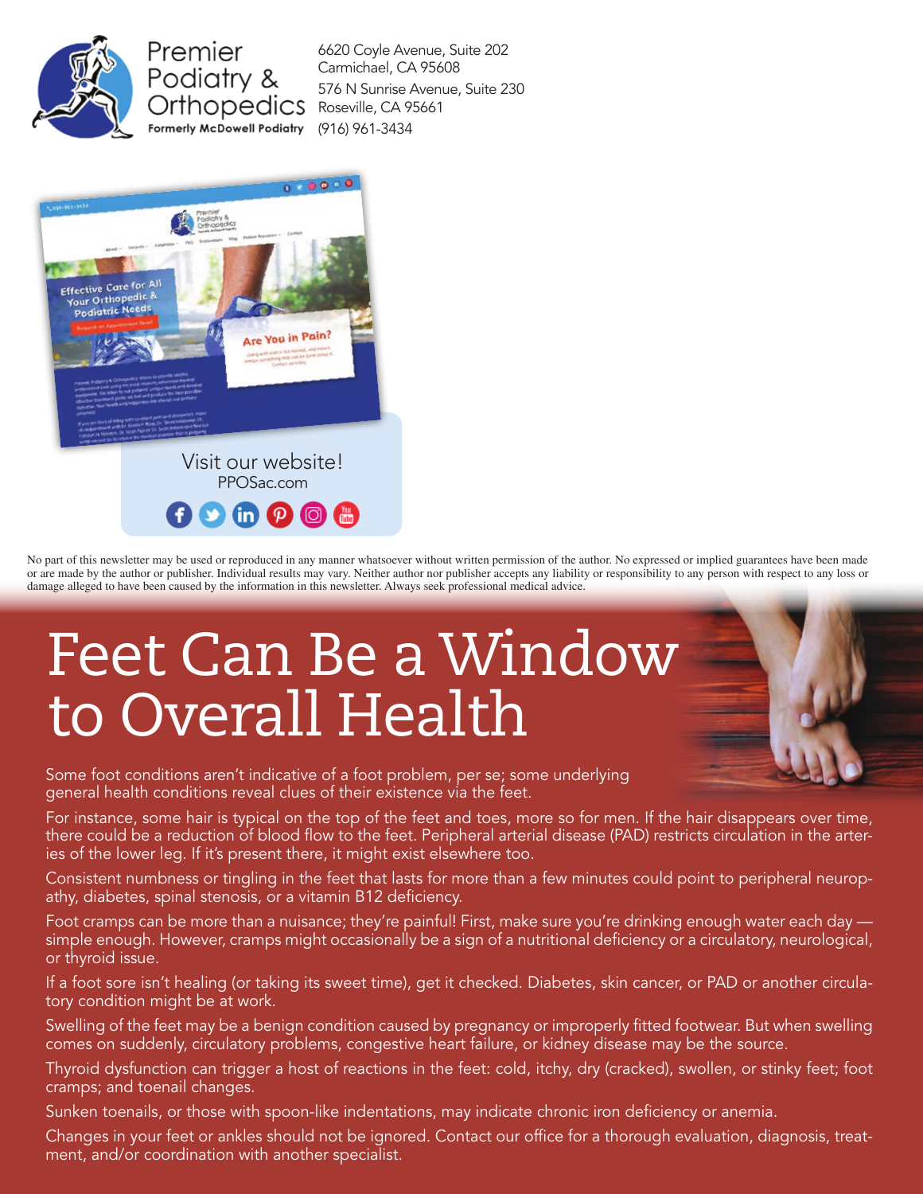Premier Podiatry & Orthopedics
Formerly McDowell Podiatry

6620 Coyle Avenue, Suite 202
Carmichael, CA 95608
576 N Sunrise Avenue, Suite 230
Roseville, CA 95661
(916) 961-3434

Visit our website!
PPOSac.com

No part of this newsletter may be used or reproduced in any manner whatsoever without written permission of the author. No expressed or implied guarantees have been made or are made by the author or publisher. Individual results may vary. Neither author nor publisher accepts any liability or responsibility to any person with respect to any loss or damage alleged to have been caused by the information in this newsletter. Always seek professional medical advice.

# Feet Can Be a Window to Overall Health

Some foot conditions aren't indicative of a foot problem, per se; some underlying general health conditions reveal clues of their existence via the feet.

For instance, some hair is typical on the top of the feet and toes, more so for men. If the hair disappears over time, there could be a reduction of blood flow to the feet. Peripheral arterial disease (PAD) restricts circulation in the arteries of the lower leg. If it's present there, it might exist elsewhere too.

Consistent numbness or tingling in the feet that lasts for more than a few minutes could point to peripheral neuropathy, diabetes, spinal stenosis, or a vitamin B12 deficiency.

Foot cramps can be more than a nuisance; they're painful! First, make sure you're drinking enough water each day — simple enough. However, cramps might occasionally be a sign of a nutritional deficiency or a circulatory, neurological, or thyroid issue.

If a foot sore isn't healing (or taking its sweet time), get it checked. Diabetes, skin cancer, or PAD or another circulatory condition might be at work.

Swelling of the feet may be a benign condition caused by pregnancy or improperly fitted footwear. But when swelling comes on suddenly, circulatory problems, congestive heart failure, or kidney disease may be the source.

Thyroid dysfunction can trigger a host of reactions in the feet: cold, itchy, dry (cracked), swollen, or stinky feet; foot cramps; and toenail changes.

Sunken toenails, or those with spoon-like indentations, may indicate chronic iron deficiency or anemia.

Changes in your feet or ankles should not be ignored. Contact our office for a thorough evaluation, diagnosis, treatment, and/or coordination with another specialist.